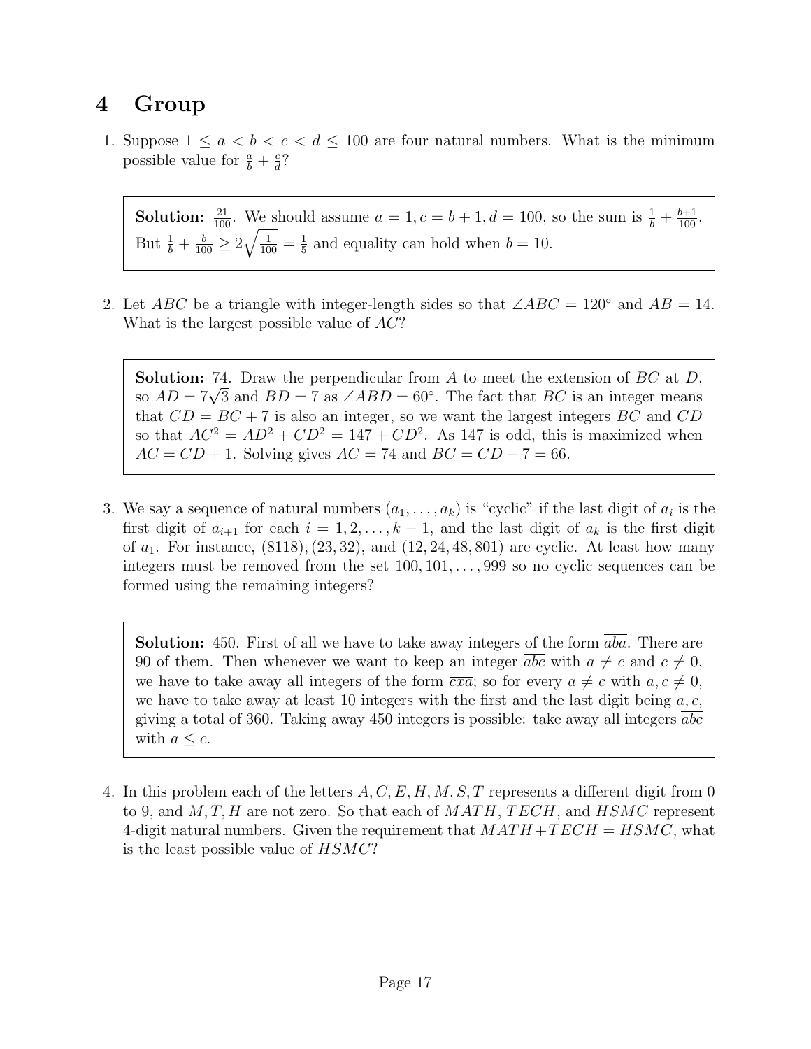# 4 Group

1. Suppose $1 \leq a < b < c < d \leq 100$ are four natural numbers. What is the minimum possible value for $\frac{a}{b} + \frac{c}{d}$?

> **Solution:** $\frac{21}{100}$. We should assume $a = 1, c = b + 1, d = 100$, so the sum is $\frac{1}{b} + \frac{b+1}{100}$. But $\frac{1}{b} + \frac{b}{100} \geq 2\sqrt{\frac{1}{100}} = \frac{1}{5}$ and equality can hold when $b = 10$.

2. Let $ABC$ be a triangle with integer-length sides so that $\angle ABC = 120^\circ$ and $AB = 14$. What is the largest possible value of $AC$?

> **Solution:** 74. Draw the perpendicular from $A$ to meet the extension of $BC$ at $D$, so $AD = 7\sqrt{3}$ and $BD = 7$ as $\angle ABD = 60^\circ$. The fact that $BC$ is an integer means that $CD = BC + 7$ is also an integer, so we want the largest integers $BC$ and $CD$ so that $AC^2 = AD^2 + CD^2 = 147 + CD^2$. As 147 is odd, this is maximized when $AC = CD + 1$. Solving gives $AC = 74$ and $BC = CD - 7 = 66$.

3. We say a sequence of natural numbers $(a_1, \ldots, a_k)$ is "cyclic" if the last digit of $a_i$ is the first digit of $a_{i+1}$ for each $i = 1, 2, \ldots, k-1$, and the last digit of $a_k$ is the first digit of $a_1$. For instance, $(8118), (23, 32)$, and $(12, 24, 48, 801)$ are cyclic. At least how many integers must be removed from the set $100, 101, \ldots, 999$ so no cyclic sequences can be formed using the remaining integers?

> **Solution:** 450. First of all we have to take away integers of the form $\overline{aba}$. There are 90 of them. Then whenever we want to keep an integer $\overline{abc}$ with $a \neq c$ and $c \neq 0$, we have to take away all integers of the form $\overline{cxa}$; so for every $a \neq c$ with $a, c \neq 0$, we have to take away at least 10 integers with the first and the last digit being $a, c$, giving a total of 360. Taking away 450 integers is possible: take away all integers $\overline{abc}$ with $a \leq c$.

4. In this problem each of the letters $A, C, E, H, M, S, T$ represents a different digit from 0 to 9, and $M, T, H$ are not zero. So that each of $MATH$, $TECH$, and $HSMC$ represent 4-digit natural numbers. Given the requirement that $MATH + TECH = HSMC$, what is the least possible value of $HSMC$?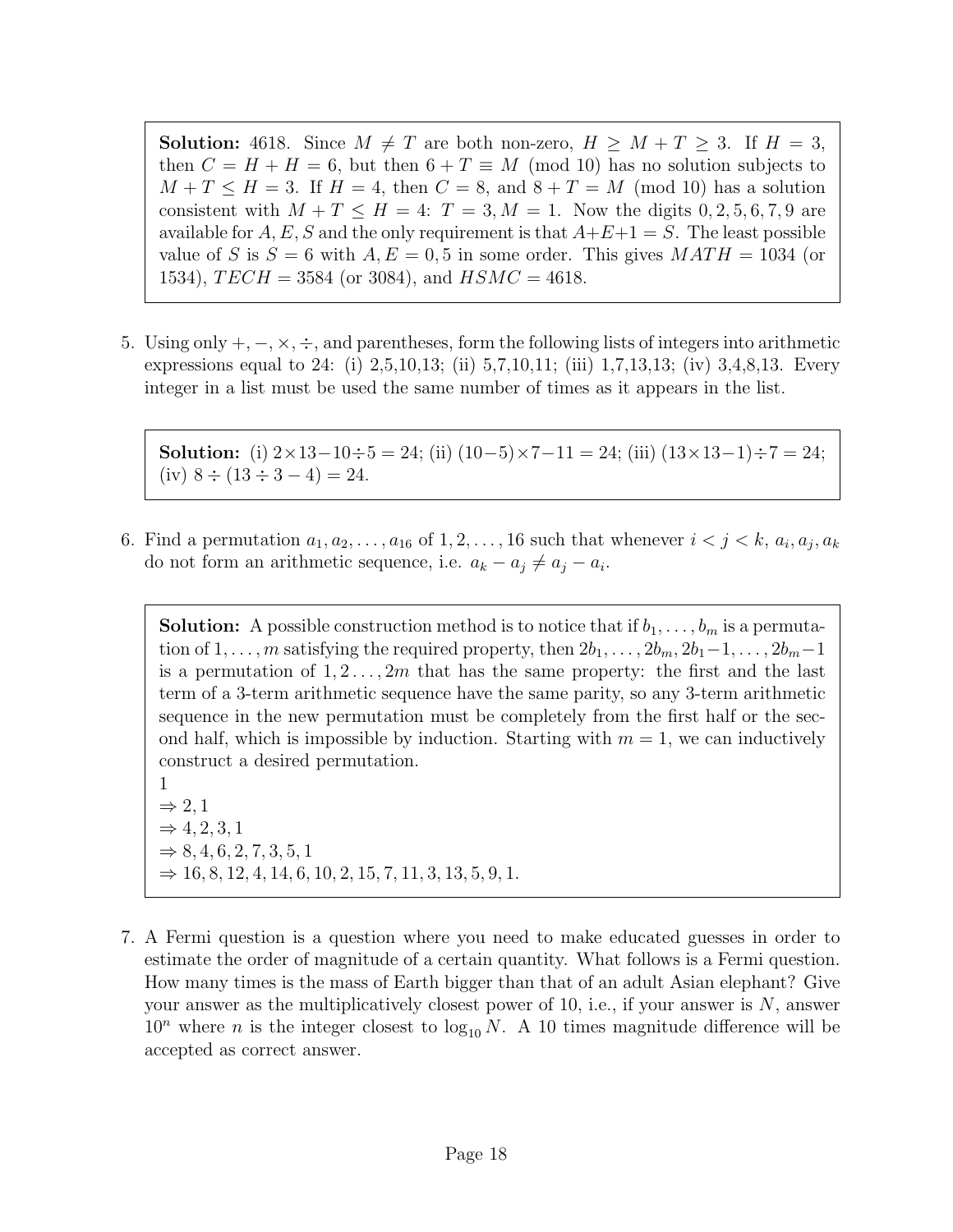**Solution:** 4618. Since $M \neq T$ are both non-zero, $H \geq M + T \geq 3$. If $H = 3$, then $C = H + H = 6$, but then $6 + T \equiv M \pmod{10}$ has no solution subjects to $M + T \leq H = 3$. If $H = 4$, then $C = 8$, and $8 + T = M \pmod{10}$ has a solution consistent with $M + T \leq H = 4$: $T = 3, M = 1$. Now the digits $0, 2, 5, 6, 7, 9$ are available for $A, E, S$ and the only requirement is that $A+E+1 = S$. The least possible value of $S$ is $S = 6$ with $A, E = 0, 5$ in some order. This gives $MATH = 1034$ (or 1534), $TECH = 3584$ (or 3084), and $HSMC = 4618$.

5. Using only $+, -, \times, \div$, and parentheses, form the following lists of integers into arithmetic expressions equal to 24: (i) 2,5,10,13; (ii) 5,7,10,11; (iii) 1,7,13,13; (iv) 3,4,8,13. Every integer in a list must be used the same number of times as it appears in the list.

**Solution:** (i) $2 \times 13 - 10 \div 5 = 24$; (ii) $(10-5) \times 7 - 11 = 24$; (iii) $(13 \times 13 - 1) \div 7 = 24$; (iv) $8 \div (13 \div 3 - 4) = 24$.

6. Find a permutation $a_1, a_2, \ldots, a_{16}$ of $1, 2, \ldots, 16$ such that whenever $i < j < k$, $a_i, a_j, a_k$ do not form an arithmetic sequence, i.e. $a_k - a_j \neq a_j - a_i$.

**Solution:** A possible construction method is to notice that if $b_1, \ldots, b_m$ is a permutation of $1, \ldots, m$ satisfying the required property, then $2b_1, \ldots, 2b_m, 2b_1-1, \ldots, 2b_m-1$ is a permutation of $1, 2 \ldots, 2m$ that has the same property: the first and the last term of a 3-term arithmetic sequence have the same parity, so any 3-term arithmetic sequence in the new permutation must be completely from the first half or the second half, which is impossible by induction. Starting with $m = 1$, we can inductively construct a desired permutation.

$1$
$\Rightarrow 2, 1$
$\Rightarrow 4, 2, 3, 1$
$\Rightarrow 8, 4, 6, 2, 7, 3, 5, 1$
$\Rightarrow 16, 8, 12, 4, 14, 6, 10, 2, 15, 7, 11, 3, 13, 5, 9, 1.$

7. A Fermi question is a question where you need to make educated guesses in order to estimate the order of magnitude of a certain quantity. What follows is a Fermi question. How many times is the mass of Earth bigger than that of an adult Asian elephant? Give your answer as the multiplicatively closest power of 10, i.e., if your answer is $N$, answer $10^n$ where $n$ is the integer closest to $\log_{10} N$. A 10 times magnitude difference will be accepted as correct answer.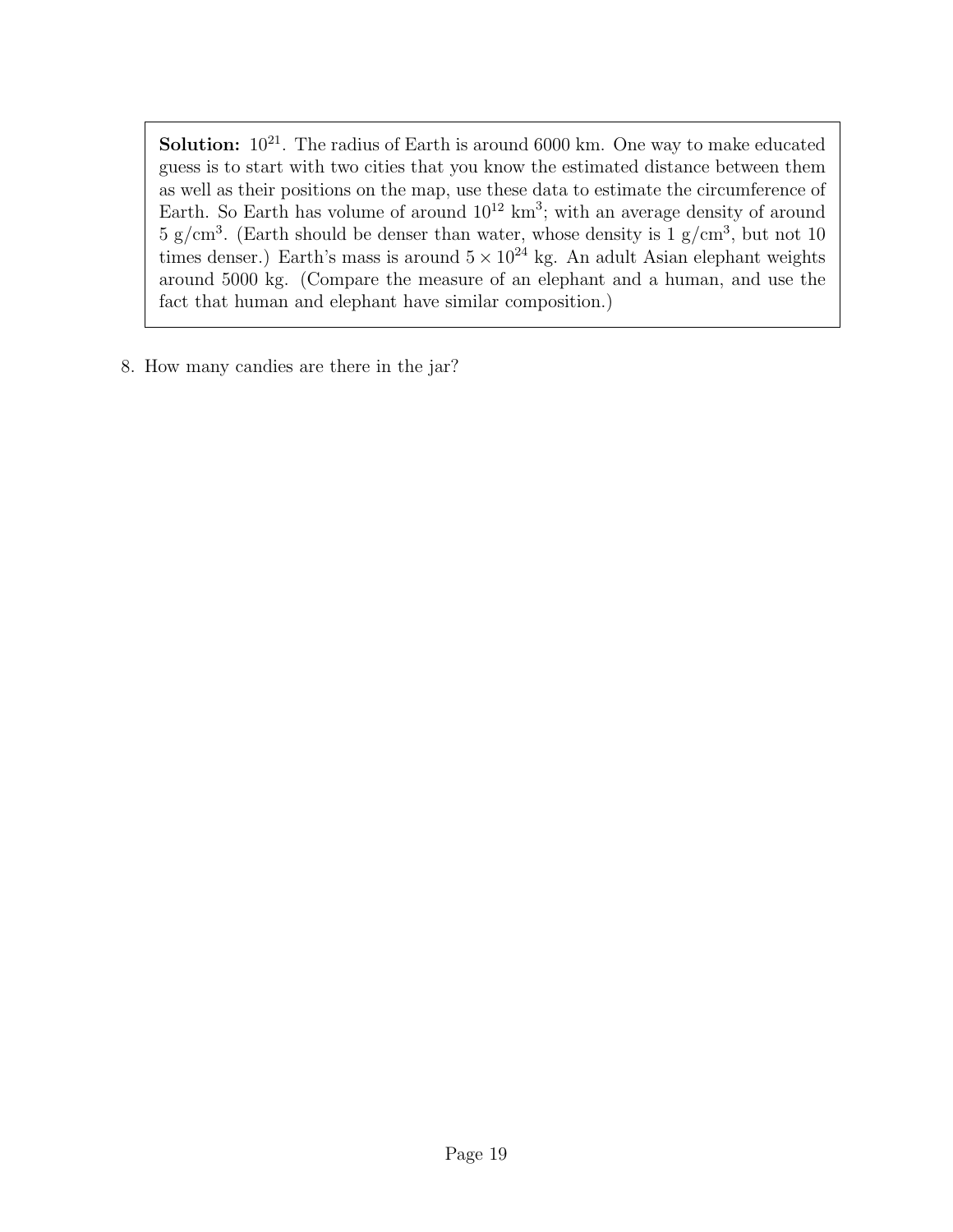**Solution:** $10^{21}$. The radius of Earth is around 6000 km. One way to make educated guess is to start with two cities that you know the estimated distance between them as well as their positions on the map, use these data to estimate the circumference of Earth. So Earth has volume of around $10^{12}$ km$^3$; with an average density of around 5 g/cm$^3$. (Earth should be denser than water, whose density is 1 g/cm$^3$, but not 10 times denser.) Earth's mass is around $5 \times 10^{24}$ kg. An adult Asian elephant weights around 5000 kg. (Compare the measure of an elephant and a human, and use the fact that human and elephant have similar composition.)

8. How many candies are there in the jar?